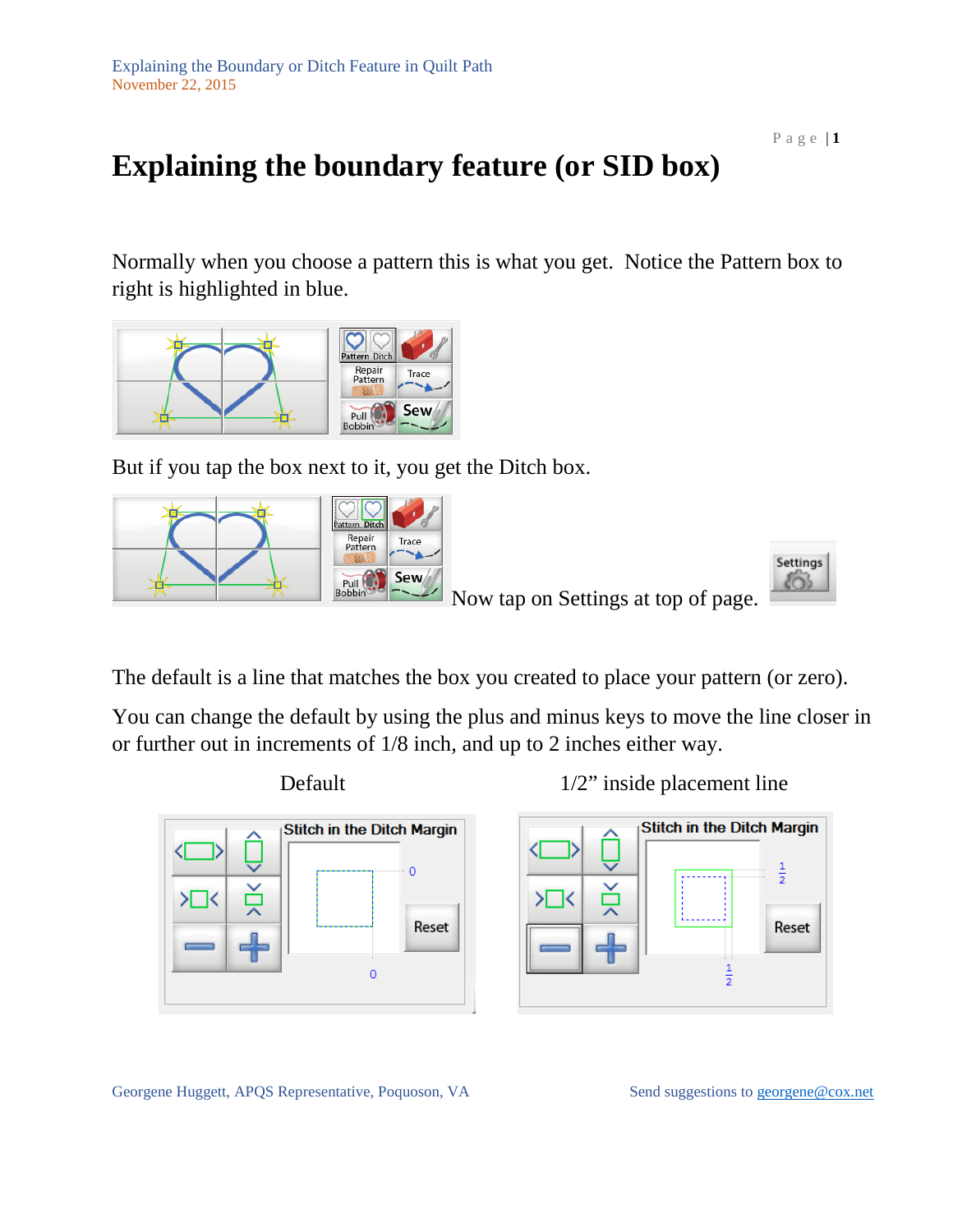# Explaining the boundary feature (or SID box)

Normally when you choose a pattern this is what you get. Notice the Pattern box to right is highlighted in blue.

But if you tap the box next to it, you get the Ditch box.

Now tap on Settings at top of page.

The default is a line that matches the box you created to place your pattern (or zero).

You can change the default by using the plus and minus keys to move the line closer in or further out in increments of 1/8 inch, and up to 2 inches either way.

Default

1/2" inside placement line

Georgene Huggett, APQS Representative, Poquoson, VA

Send suggestions to georgene@cox.net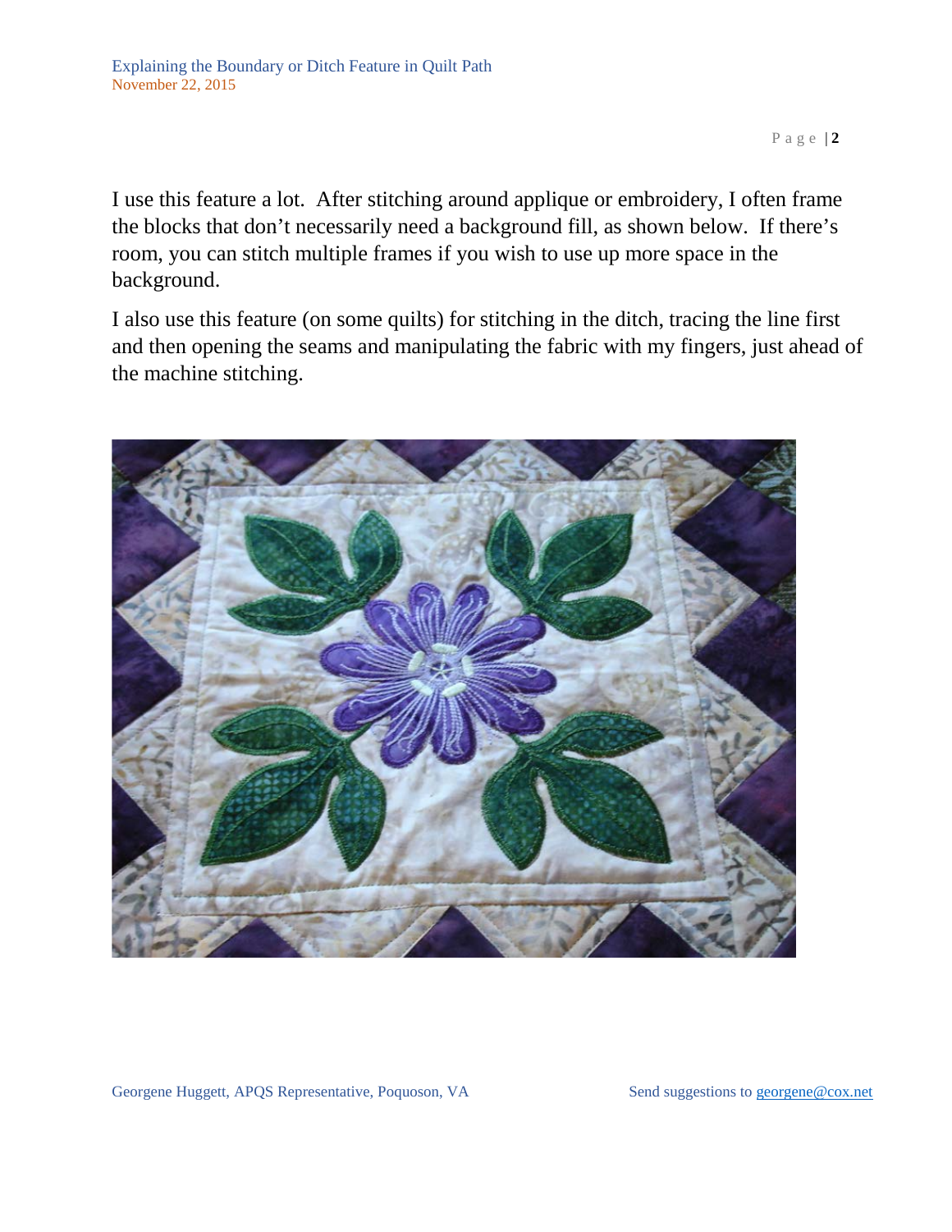I use this feature a lot. After stitching around applique or embroidery, I often frame the blocks that don't necessarily need a background fill, as shown below. If there's room, you can stitch multiple frames if you wish to use up more space in the background.

I also use this feature (on some quilts) for stitching in the ditch, tracing the line first and then opening the seams and manipulating the fabric with my fingers, just ahead of the machine stitching.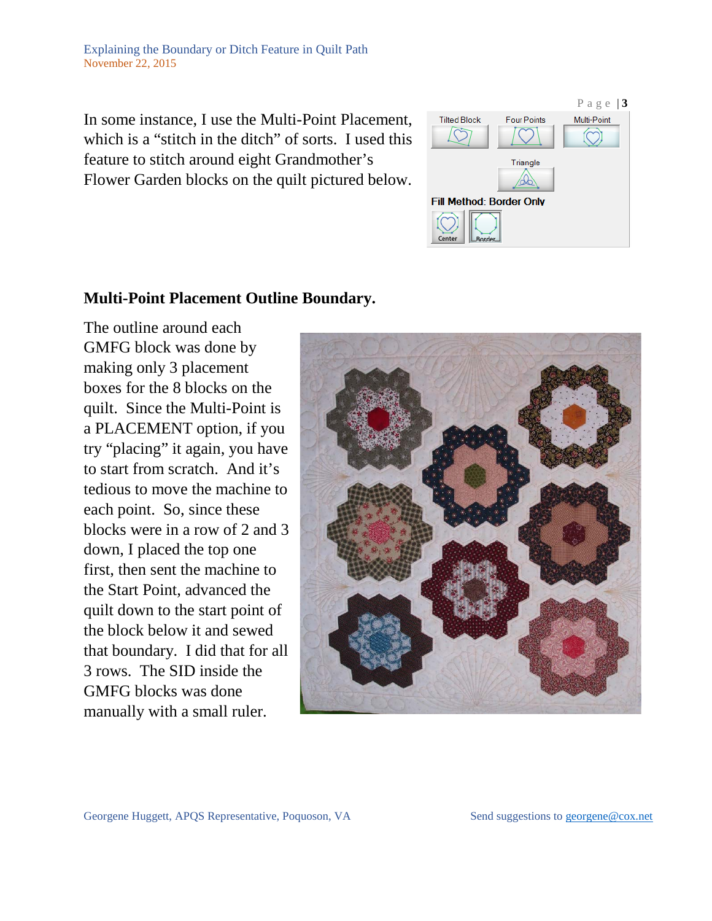In some instance, I use the Multi-Point Placement, which is a "stitch in the ditch" of sorts. I used this feature to stitch around eight Grandmother's Flower Garden blocks on the quilt pictured below.

## Multi-Point Placement Outline Boundary.

The outline around each GMFG block was done by making only 3 placement boxes for the 8 blocks on the quilt. Since the Multi-Point is a PLACEMENT option, if you try "placing" it again, you have to start from scratch. And it's tedious to move the machine to each point. So, since these blocks were in a row of 2 and 3 down, I placed the top one first, then sent the machine to the Start Point, advanced the quilt down to the start point of the block below it and sewed that boundary. I did that for all 3 rows. The SID inside the GMFG blocks was done manually with a small ruler.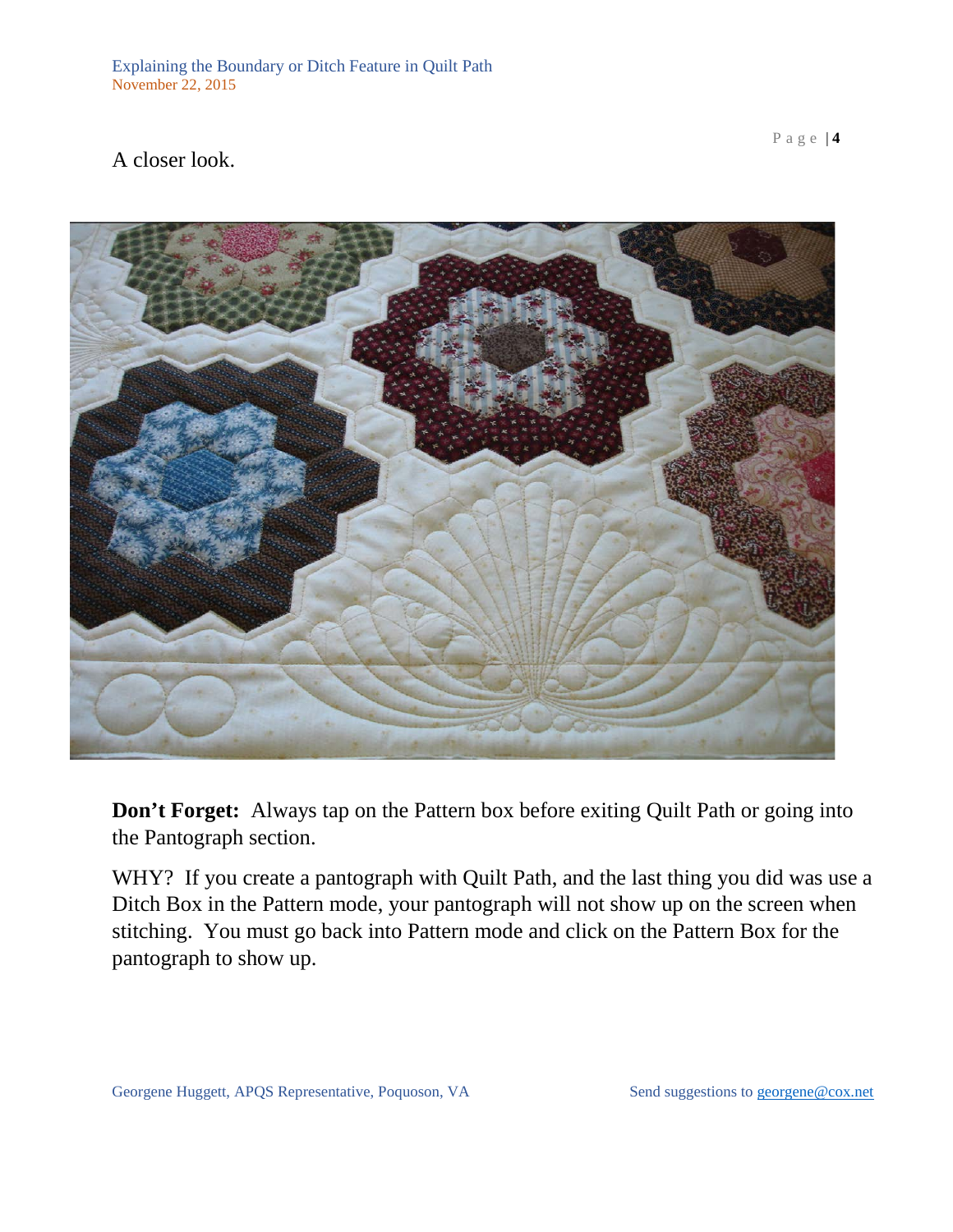A closer look.

**Don't Forget:** Always tap on the Pattern box before exiting Quilt Path or going into the Pantograph section.

WHY? If you create a pantograph with Quilt Path, and the last thing you did was use a Ditch Box in the Pattern mode, your pantograph will not show up on the screen when stitching. You must go back into Pattern mode and click on the Pattern Box for the pantograph to show up.